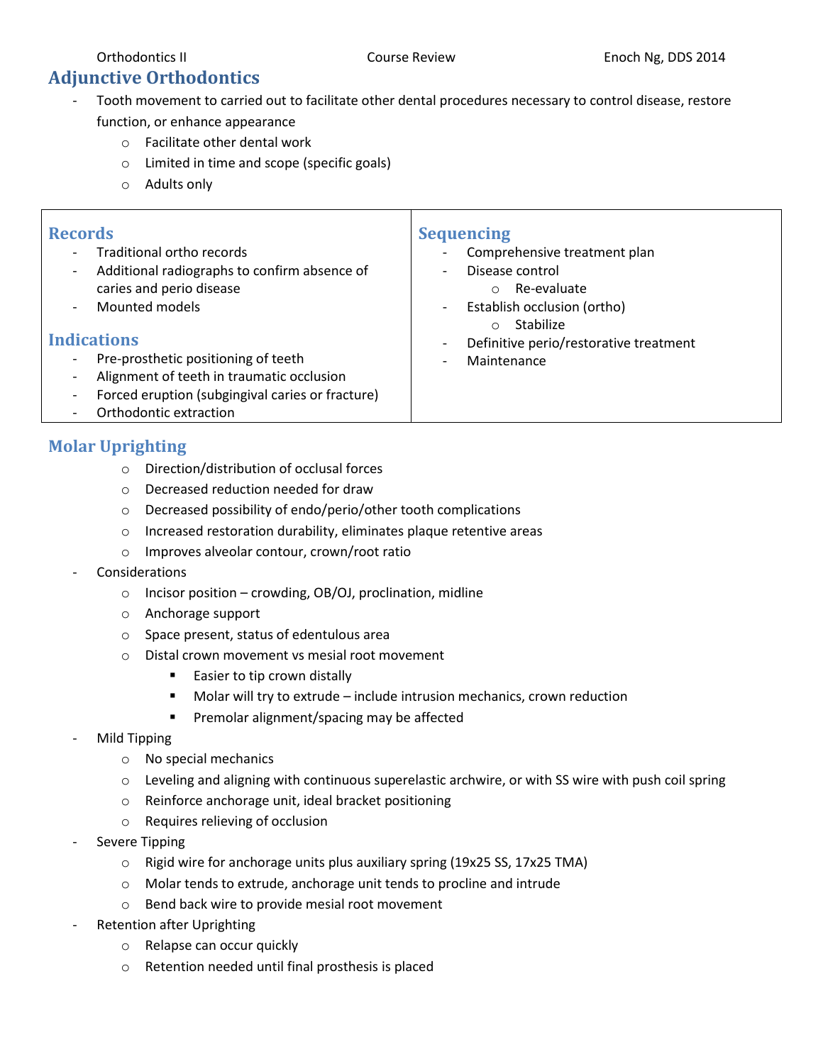# Adjunctive Orthodontics

- Tooth movement to carried out to facilitate other dental procedures necessary to control disease, restore function, or enhance appearance
  - Facilitate other dental work
  - Limited in time and scope (specific goals)
  - Adults only

## Records

- Traditional ortho records
- Additional radiographs to confirm absence of caries and perio disease
- Mounted models

## Indications

- Pre-prosthetic positioning of teeth
- Alignment of teeth in traumatic occlusion
- Forced eruption (subgingival caries or fracture)
- Orthodontic extraction

## Sequencing

- Comprehensive treatment plan
- Disease control
  - Re-evaluate
- Establish occlusion (ortho)
  - Stabilize
- Definitive perio/restorative treatment
- Maintenance

## Molar Uprighting

- Direction/distribution of occlusal forces
- Decreased reduction needed for draw
- Decreased possibility of endo/perio/other tooth complications
- Increased restoration durability, eliminates plaque retentive areas
- Improves alveolar contour, crown/root ratio

- Considerations
  - Incisor position – crowding, OB/OJ, proclination, midline
  - Anchorage support
  - Space present, status of edentulous area
  - Distal crown movement vs mesial root movement
    - Easier to tip crown distally
    - Molar will try to extrude – include intrusion mechanics, crown reduction
    - Premolar alignment/spacing may be affected
- Mild Tipping
  - No special mechanics
  - Leveling and aligning with continuous superelastic archwire, or with SS wire with push coil spring
  - Reinforce anchorage unit, ideal bracket positioning
  - Requires relieving of occlusion
- Severe Tipping
  - Rigid wire for anchorage units plus auxiliary spring (19x25 SS, 17x25 TMA)
  - Molar tends to extrude, anchorage unit tends to procline and intrude
  - Bend back wire to provide mesial root movement
- Retention after Uprighting
  - Relapse can occur quickly
  - Retention needed until final prosthesis is placed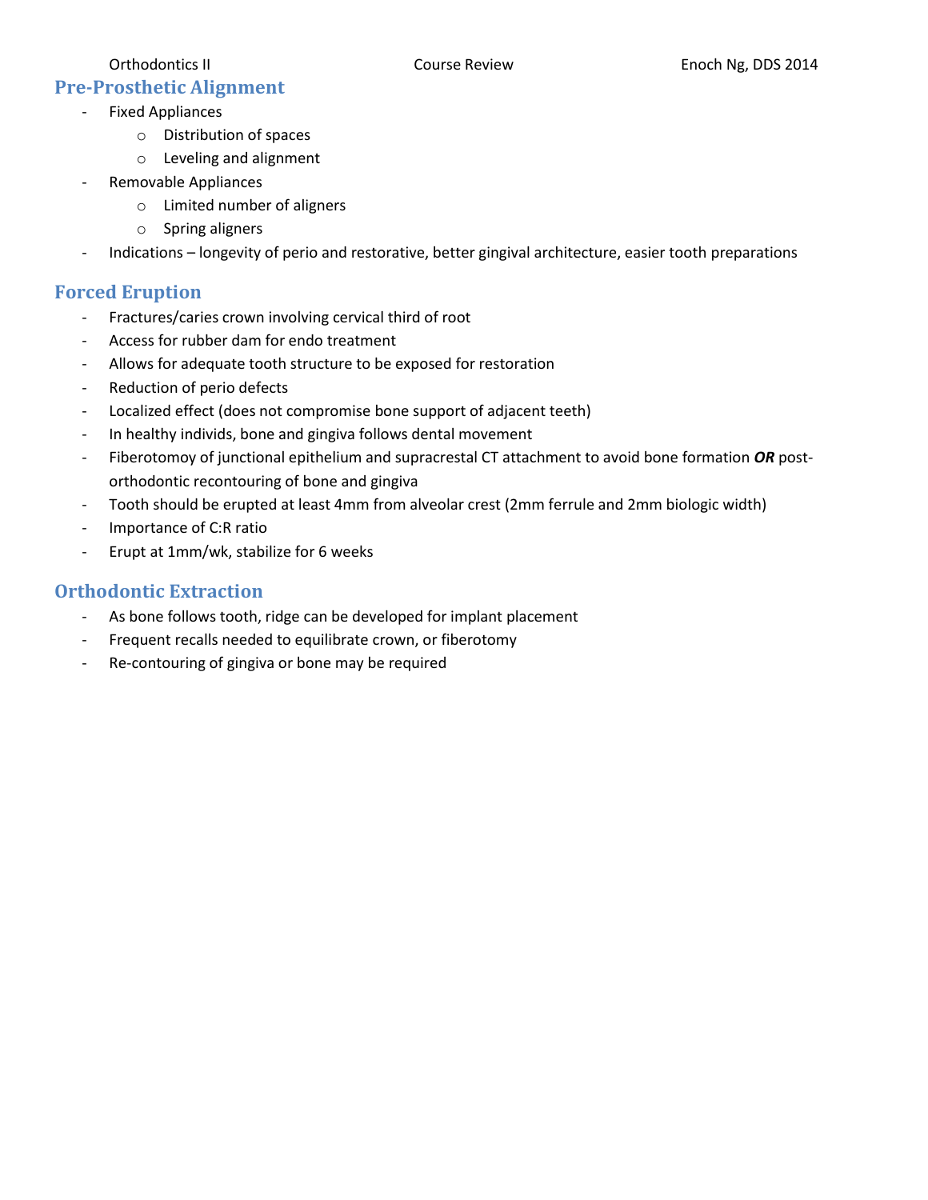## Pre-Prosthetic Alignment

- Fixed Appliances
  - Distribution of spaces
  - Leveling and alignment
- Removable Appliances
  - Limited number of aligners
  - Spring aligners
- Indications – longevity of perio and restorative, better gingival architecture, easier tooth preparations

## Forced Eruption

- Fractures/caries crown involving cervical third of root
- Access for rubber dam for endo treatment
- Allows for adequate tooth structure to be exposed for restoration
- Reduction of perio defects
- Localized effect (does not compromise bone support of adjacent teeth)
- In healthy individs, bone and gingiva follows dental movement
- Fiberotomoy of junctional epithelium and supracrestal CT attachment to avoid bone formation ***OR*** post-orthodontic recontouring of bone and gingiva
- Tooth should be erupted at least 4mm from alveolar crest (2mm ferrule and 2mm biologic width)
- Importance of C:R ratio
- Erupt at 1mm/wk, stabilize for 6 weeks

## Orthodontic Extraction

- As bone follows tooth, ridge can be developed for implant placement
- Frequent recalls needed to equilibrate crown, or fiberotomy
- Re-contouring of gingiva or bone may be required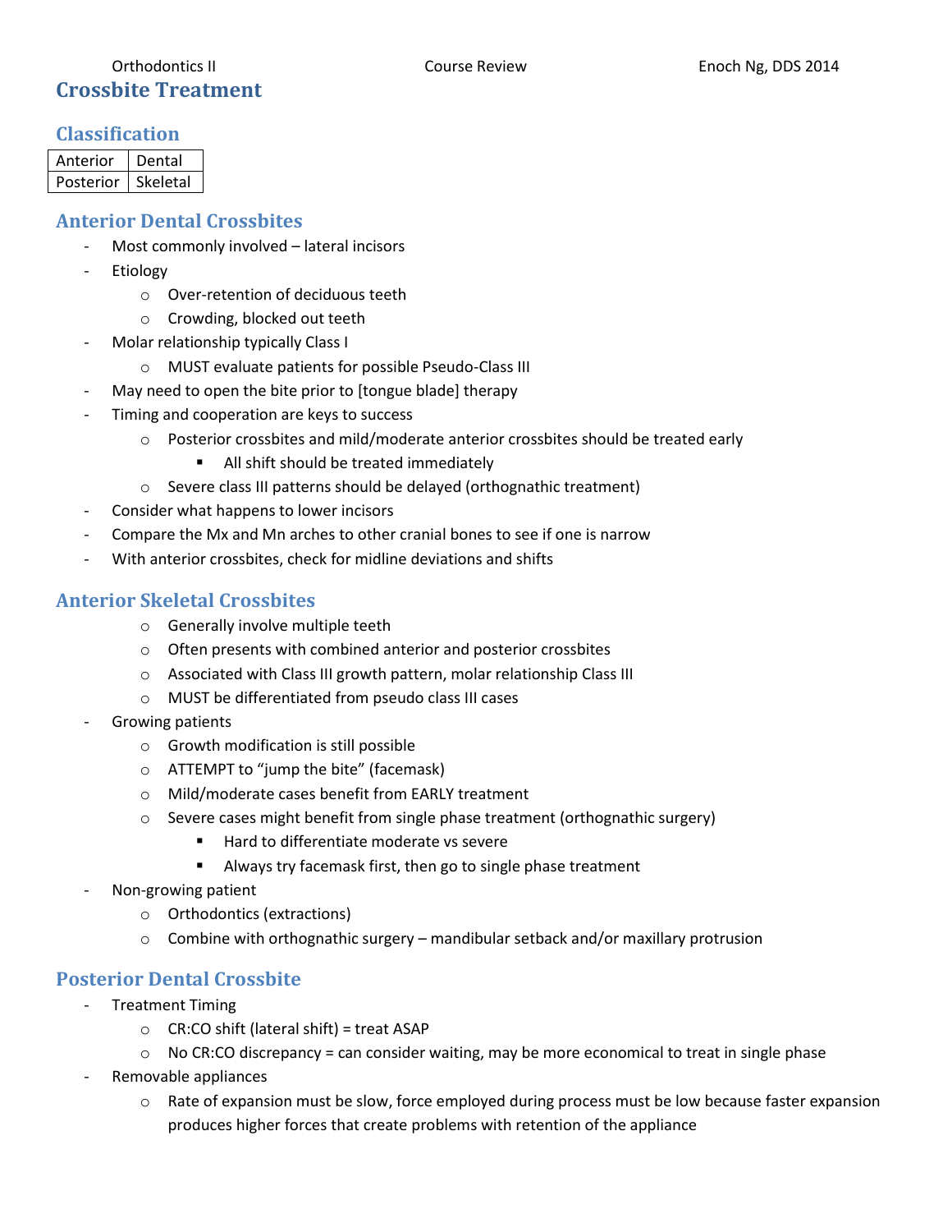# Crossbite Treatment

## Classification

| Anterior | Dental |
|---|---|
| Posterior | Skeletal |

## Anterior Dental Crossbites

- Most commonly involved – lateral incisors
- Etiology
  - Over-retention of deciduous teeth
  - Crowding, blocked out teeth
- Molar relationship typically Class I
  - MUST evaluate patients for possible Pseudo-Class III
- May need to open the bite prior to [tongue blade] therapy
- Timing and cooperation are keys to success
  - Posterior crossbites and mild/moderate anterior crossbites should be treated early
    - All shift should be treated immediately
  - Severe class III patterns should be delayed (orthognathic treatment)
- Consider what happens to lower incisors
- Compare the Mx and Mn arches to other cranial bones to see if one is narrow
- With anterior crossbites, check for midline deviations and shifts

## Anterior Skeletal Crossbites

- Generally involve multiple teeth
- Often presents with combined anterior and posterior crossbites
- Associated with Class III growth pattern, molar relationship Class III
- MUST be differentiated from pseudo class III cases

- Growing patients
  - Growth modification is still possible
  - ATTEMPT to "jump the bite" (facemask)
  - Mild/moderate cases benefit from EARLY treatment
  - Severe cases might benefit from single phase treatment (orthognathic surgery)
    - Hard to differentiate moderate vs severe
    - Always try facemask first, then go to single phase treatment
- Non-growing patient
  - Orthodontics (extractions)
  - Combine with orthognathic surgery – mandibular setback and/or maxillary protrusion

## Posterior Dental Crossbite

- Treatment Timing
  - CR:CO shift (lateral shift) = treat ASAP
  - No CR:CO discrepancy = can consider waiting, may be more economical to treat in single phase
- Removable appliances
  - Rate of expansion must be slow, force employed during process must be low because faster expansion produces higher forces that create problems with retention of the appliance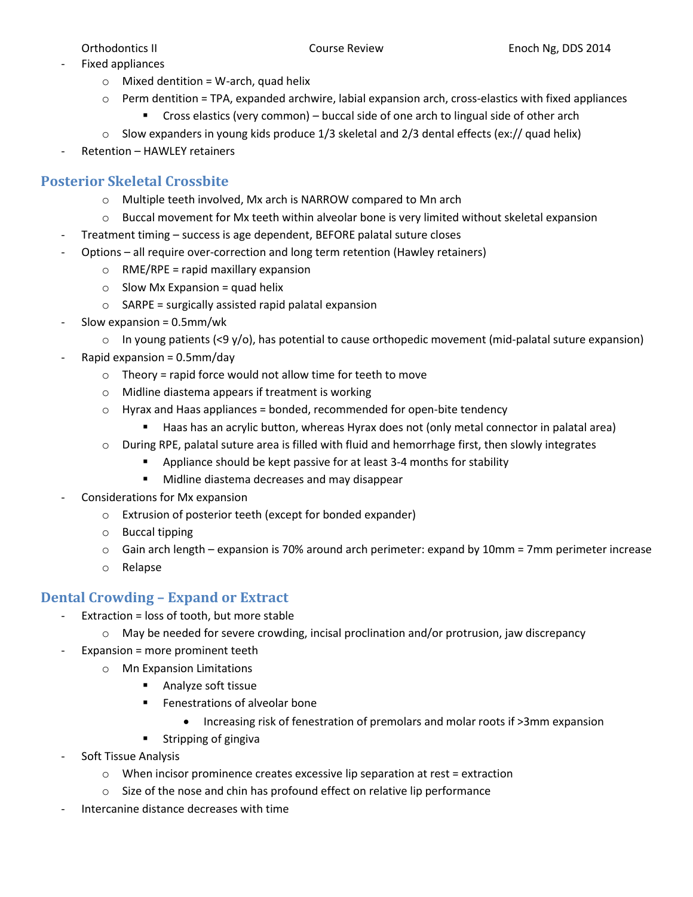- Fixed appliances
  - Mixed dentition = W-arch, quad helix
  - Perm dentition = TPA, expanded archwire, labial expansion arch, cross-elastics with fixed appliances
    - Cross elastics (very common) – buccal side of one arch to lingual side of other arch
  - Slow expanders in young kids produce 1/3 skeletal and 2/3 dental effects (ex:// quad helix)
- Retention – HAWLEY retainers

## Posterior Skeletal Crossbite

  - Multiple teeth involved, Mx arch is NARROW compared to Mn arch
  - Buccal movement for Mx teeth within alveolar bone is very limited without skeletal expansion
- Treatment timing – success is age dependent, BEFORE palatal suture closes
- Options – all require over-correction and long term retention (Hawley retainers)
  - RME/RPE = rapid maxillary expansion
  - Slow Mx Expansion = quad helix
  - SARPE = surgically assisted rapid palatal expansion
- Slow expansion = 0.5mm/wk
  - In young patients (<9 y/o), has potential to cause orthopedic movement (mid-palatal suture expansion)
- Rapid expansion = 0.5mm/day
  - Theory = rapid force would not allow time for teeth to move
  - Midline diastema appears if treatment is working
  - Hyrax and Haas appliances = bonded, recommended for open-bite tendency
    - Haas has an acrylic button, whereas Hyrax does not (only metal connector in palatal area)
  - During RPE, palatal suture area is filled with fluid and hemorrhage first, then slowly integrates
    - Appliance should be kept passive for at least 3-4 months for stability
    - Midline diastema decreases and may disappear
- Considerations for Mx expansion
  - Extrusion of posterior teeth (except for bonded expander)
  - Buccal tipping
  - Gain arch length – expansion is 70% around arch perimeter: expand by 10mm = 7mm perimeter increase
  - Relapse

## Dental Crowding – Expand or Extract

- Extraction = loss of tooth, but more stable
  - May be needed for severe crowding, incisal proclination and/or protrusion, jaw discrepancy
- Expansion = more prominent teeth
  - Mn Expansion Limitations
    - Analyze soft tissue
    - Fenestrations of alveolar bone
      - Increasing risk of fenestration of premolars and molar roots if >3mm expansion
    - Stripping of gingiva
- Soft Tissue Analysis
  - When incisor prominence creates excessive lip separation at rest = extraction
  - Size of the nose and chin has profound effect on relative lip performance
- Intercanine distance decreases with time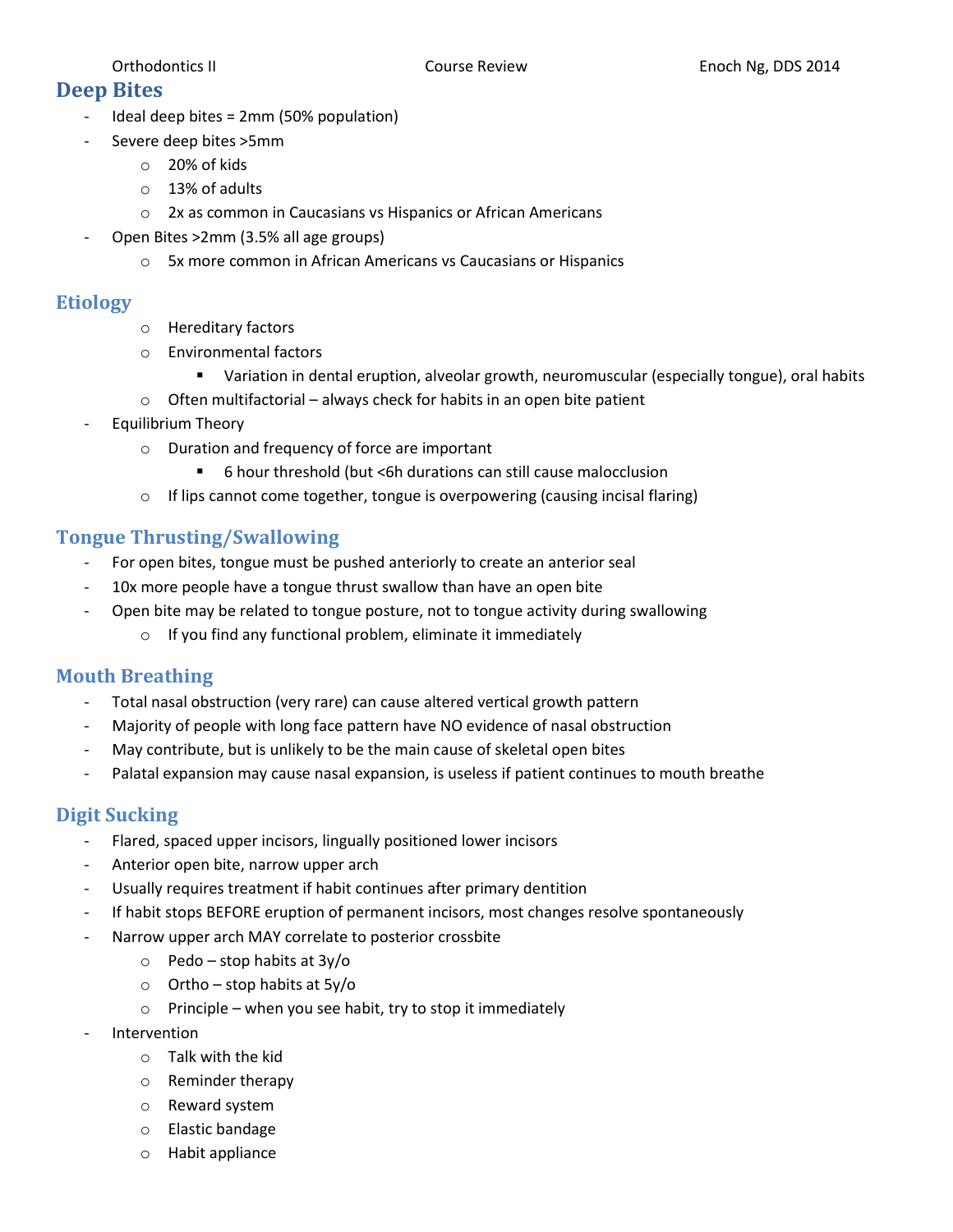## Deep Bites

- Ideal deep bites = 2mm (50% population)
- Severe deep bites >5mm
  - 20% of kids
  - 13% of adults
  - 2x as common in Caucasians vs Hispanics or African Americans
- Open Bites >2mm (3.5% all age groups)
  - 5x more common in African Americans vs Caucasians or Hispanics

### Etiology

- Hereditary factors
- Environmental factors
  - Variation in dental eruption, alveolar growth, neuromuscular (especially tongue), oral habits
- Often multifactorial – always check for habits in an open bite patient

- Equilibrium Theory
  - Duration and frequency of force are important
    - 6 hour threshold (but <6h durations can still cause malocclusion
  - If lips cannot come together, tongue is overpowering (causing incisal flaring)

### Tongue Thrusting/Swallowing

- For open bites, tongue must be pushed anteriorly to create an anterior seal
- 10x more people have a tongue thrust swallow than have an open bite
- Open bite may be related to tongue posture, not to tongue activity during swallowing
  - If you find any functional problem, eliminate it immediately

### Mouth Breathing

- Total nasal obstruction (very rare) can cause altered vertical growth pattern
- Majority of people with long face pattern have NO evidence of nasal obstruction
- May contribute, but is unlikely to be the main cause of skeletal open bites
- Palatal expansion may cause nasal expansion, is useless if patient continues to mouth breathe

### Digit Sucking

- Flared, spaced upper incisors, lingually positioned lower incisors
- Anterior open bite, narrow upper arch
- Usually requires treatment if habit continues after primary dentition
- If habit stops BEFORE eruption of permanent incisors, most changes resolve spontaneously
- Narrow upper arch MAY correlate to posterior crossbite
  - Pedo – stop habits at 3y/o
  - Ortho – stop habits at 5y/o
  - Principle – when you see habit, try to stop it immediately
- Intervention
  - Talk with the kid
  - Reminder therapy
  - Reward system
  - Elastic bandage
  - Habit appliance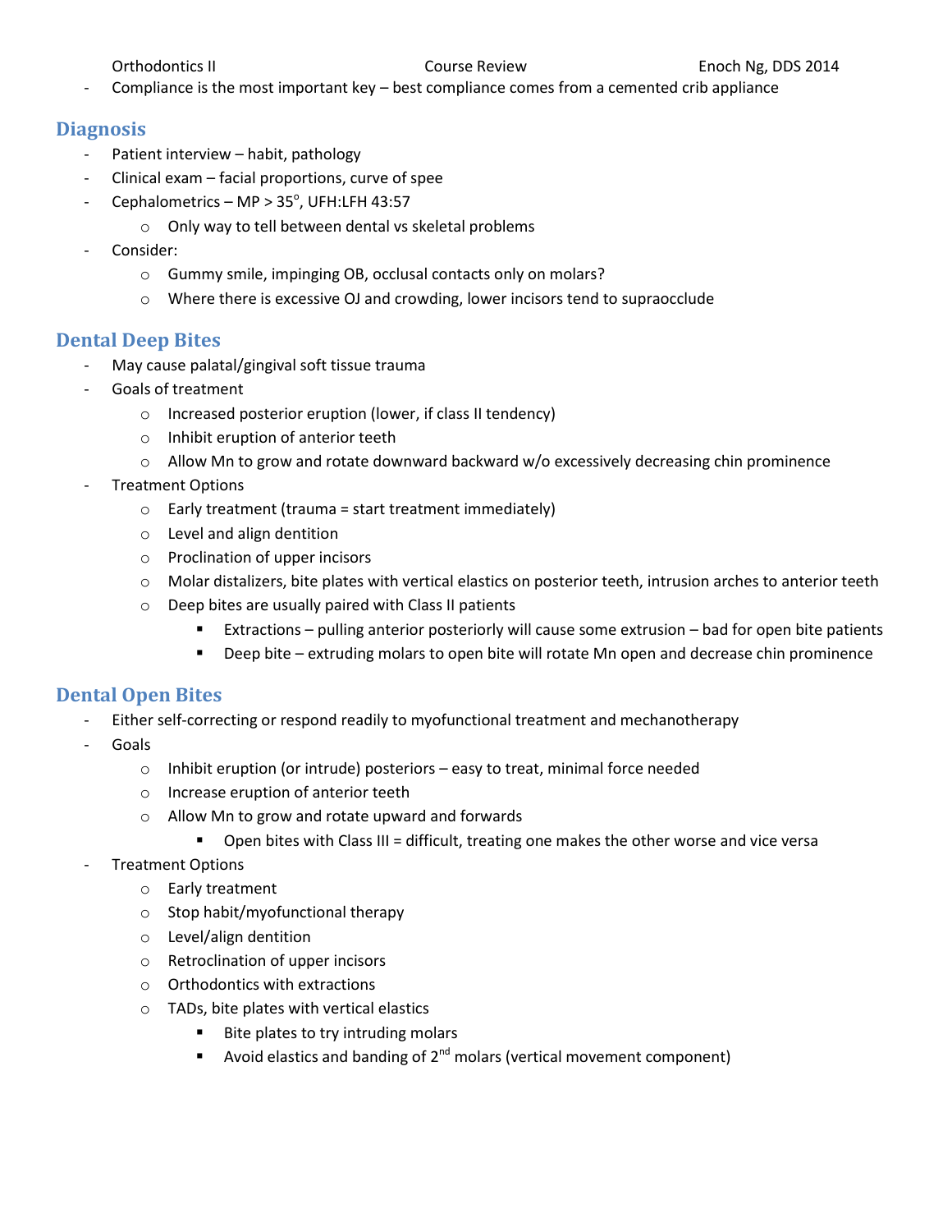- Compliance is the most important key – best compliance comes from a cemented crib appliance

## Diagnosis

- Patient interview – habit, pathology
- Clinical exam – facial proportions, curve of spee
- Cephalometrics – MP > $35^{o}$, UFH:LFH 43:57
  - Only way to tell between dental vs skeletal problems
- Consider:
  - Gummy smile, impinging OB, occlusal contacts only on molars?
  - Where there is excessive OJ and crowding, lower incisors tend to supraocclude

## Dental Deep Bites

- May cause palatal/gingival soft tissue trauma
- Goals of treatment
  - Increased posterior eruption (lower, if class II tendency)
  - Inhibit eruption of anterior teeth
  - Allow Mn to grow and rotate downward backward w/o excessively decreasing chin prominence
- Treatment Options
  - Early treatment (trauma = start treatment immediately)
  - Level and align dentition
  - Proclination of upper incisors
  - Molar distalizers, bite plates with vertical elastics on posterior teeth, intrusion arches to anterior teeth
  - Deep bites are usually paired with Class II patients
    - Extractions – pulling anterior posteriorly will cause some extrusion – bad for open bite patients
    - Deep bite – extruding molars to open bite will rotate Mn open and decrease chin prominence

## Dental Open Bites

- Either self-correcting or respond readily to myofunctional treatment and mechanotherapy
- Goals
  - Inhibit eruption (or intrude) posteriors – easy to treat, minimal force needed
  - Increase eruption of anterior teeth
  - Allow Mn to grow and rotate upward and forwards
    - Open bites with Class III = difficult, treating one makes the other worse and vice versa
- Treatment Options
  - Early treatment
  - Stop habit/myofunctional therapy
  - Level/align dentition
  - Retroclination of upper incisors
  - Orthodontics with extractions
  - TADs, bite plates with vertical elastics
    - Bite plates to try intruding molars
    - Avoid elastics and banding of 2nd molars (vertical movement component)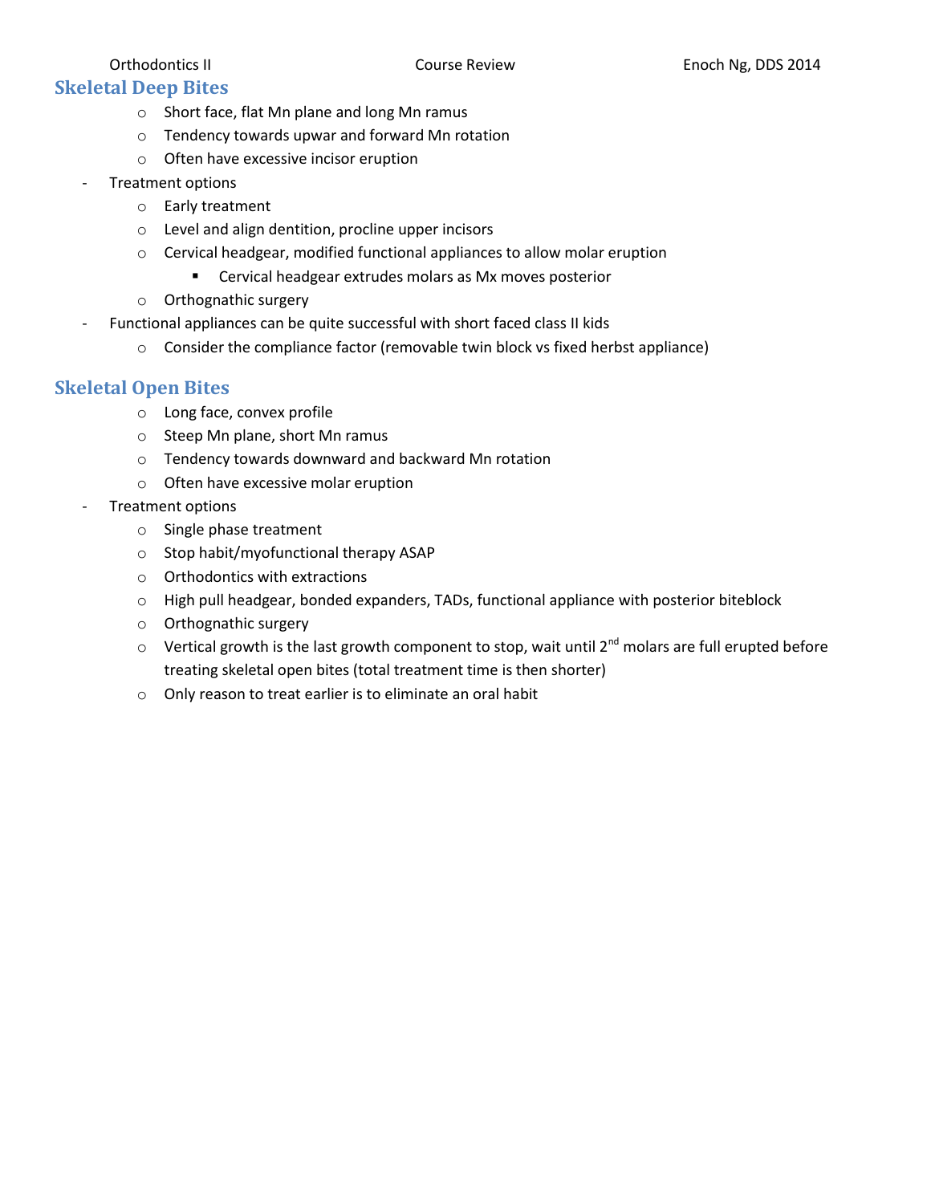## Skeletal Deep Bites

  - Short face, flat Mn plane and long Mn ramus
  - Tendency towards upwar and forward Mn rotation
  - Often have excessive incisor eruption
- Treatment options
  - Early treatment
  - Level and align dentition, procline upper incisors
  - Cervical headgear, modified functional appliances to allow molar eruption
    - Cervical headgear extrudes molars as Mx moves posterior
  - Orthognathic surgery
- Functional appliances can be quite successful with short faced class II kids
  - Consider the compliance factor (removable twin block vs fixed herbst appliance)

## Skeletal Open Bites

  - Long face, convex profile
  - Steep Mn plane, short Mn ramus
  - Tendency towards downward and backward Mn rotation
  - Often have excessive molar eruption
- Treatment options
  - Single phase treatment
  - Stop habit/myofunctional therapy ASAP
  - Orthodontics with extractions
  - High pull headgear, bonded expanders, TADs, functional appliance with posterior biteblock
  - Orthognathic surgery
  - Vertical growth is the last growth component to stop, wait until 2nd molars are full erupted before treating skeletal open bites (total treatment time is then shorter)
  - Only reason to treat earlier is to eliminate an oral habit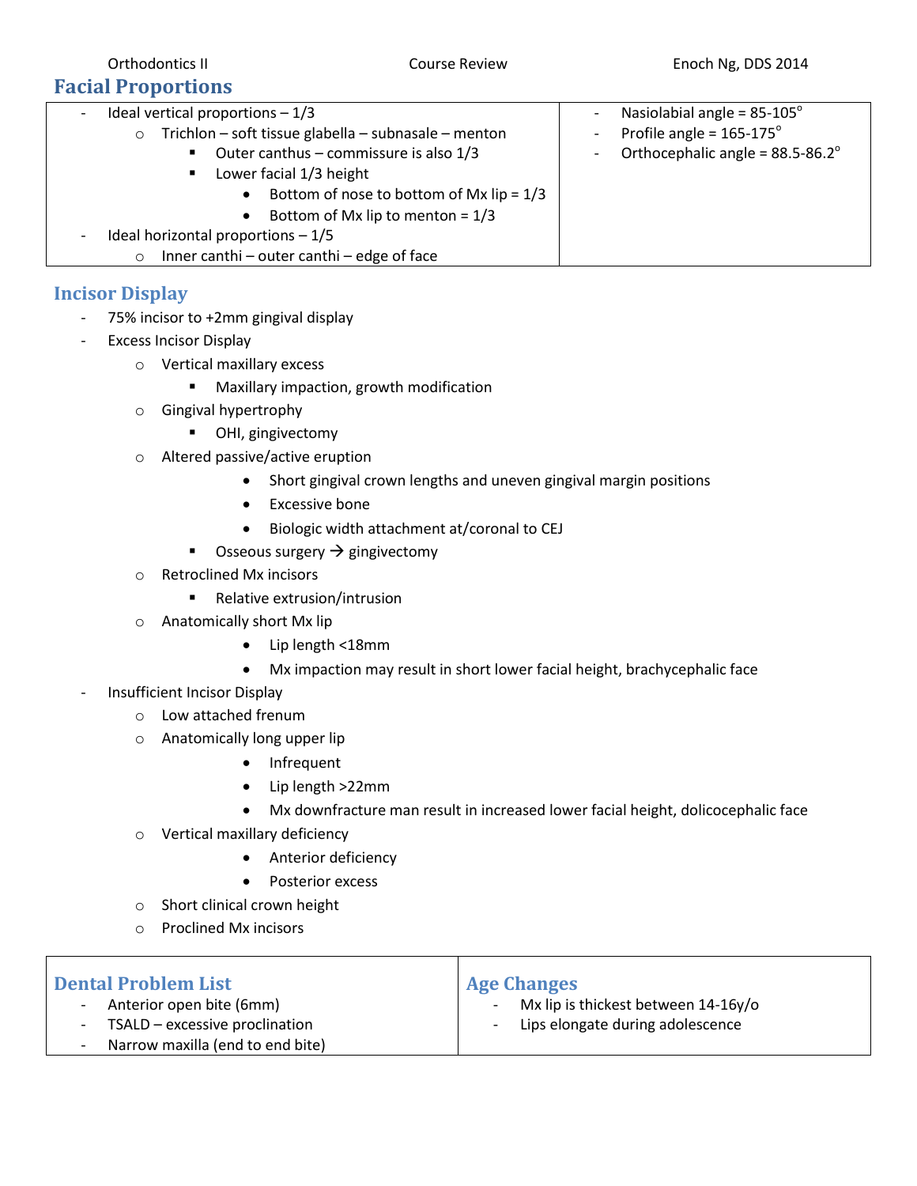## Facial Proportions

- Ideal vertical proportions – 1/3
  - Trichlon – soft tissue glabella – subnasale – menton
    - Outer canthus – commissure is also 1/3
    - Lower facial 1/3 height
      - Bottom of nose to bottom of Mx lip = 1/3
      - Bottom of Mx lip to menton = 1/3
- Ideal horizontal proportions – 1/5
  - Inner canthi – outer canthi – edge of face

- Nasiolabial angle = 85-105°
- Profile angle = 165-175°
- Orthocephalic angle = 88.5-86.2°

## Incisor Display

- 75% incisor to +2mm gingival display
- Excess Incisor Display
  - Vertical maxillary excess
    - Maxillary impaction, growth modification
  - Gingival hypertrophy
    - OHI, gingivectomy
  - Altered passive/active eruption
    - Short gingival crown lengths and uneven gingival margin positions
    - Excessive bone
    - Biologic width attachment at/coronal to CEJ
    - Osseous surgery → gingivectomy
  - Retroclined Mx incisors
    - Relative extrusion/intrusion
  - Anatomically short Mx lip
    - Lip length <18mm
    - Mx impaction may result in short lower facial height, brachycephalic face
- Insufficient Incisor Display
  - Low attached frenum
  - Anatomically long upper lip
    - Infrequent
    - Lip length >22mm
    - Mx downfracture man result in increased lower facial height, dolicocephalic face
  - Vertical maxillary deficiency
    - Anterior deficiency
    - Posterior excess
  - Short clinical crown height
  - Proclined Mx incisors

## Dental Problem List

- Anterior open bite (6mm)
- TSALD – excessive proclination
- Narrow maxilla (end to end bite)

## Age Changes

- Mx lip is thickest between 14-16y/o
- Lips elongate during adolescence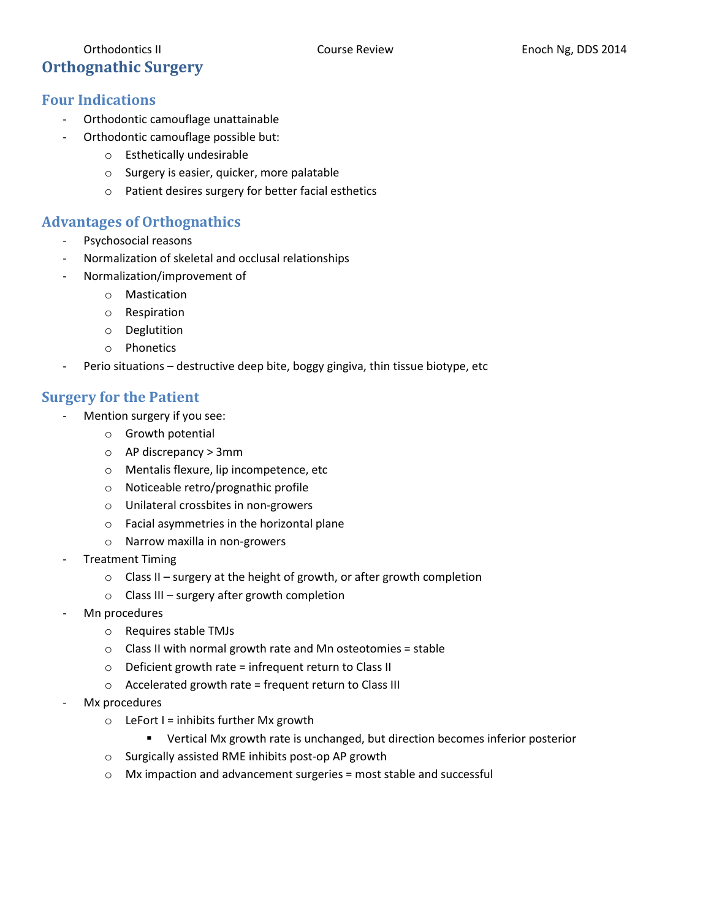# Orthognathic Surgery

## Four Indications

- Orthodontic camouflage unattainable
- Orthodontic camouflage possible but:
  - Esthetically undesirable
  - Surgery is easier, quicker, more palatable
  - Patient desires surgery for better facial esthetics

## Advantages of Orthognathics

- Psychosocial reasons
- Normalization of skeletal and occlusal relationships
- Normalization/improvement of
  - Mastication
  - Respiration
  - Deglutition
  - Phonetics
- Perio situations – destructive deep bite, boggy gingiva, thin tissue biotype, etc

## Surgery for the Patient

- Mention surgery if you see:
  - Growth potential
  - AP discrepancy > 3mm
  - Mentalis flexure, lip incompetence, etc
  - Noticeable retro/prognathic profile
  - Unilateral crossbites in non-growers
  - Facial asymmetries in the horizontal plane
  - Narrow maxilla in non-growers
- Treatment Timing
  - Class II – surgery at the height of growth, or after growth completion
  - Class III – surgery after growth completion
- Mn procedures
  - Requires stable TMJs
  - Class II with normal growth rate and Mn osteotomies = stable
  - Deficient growth rate = infrequent return to Class II
  - Accelerated growth rate = frequent return to Class III
- Mx procedures
  - LeFort I = inhibits further Mx growth
    - Vertical Mx growth rate is unchanged, but direction becomes inferior posterior
  - Surgically assisted RME inhibits post-op AP growth
  - Mx impaction and advancement surgeries = most stable and successful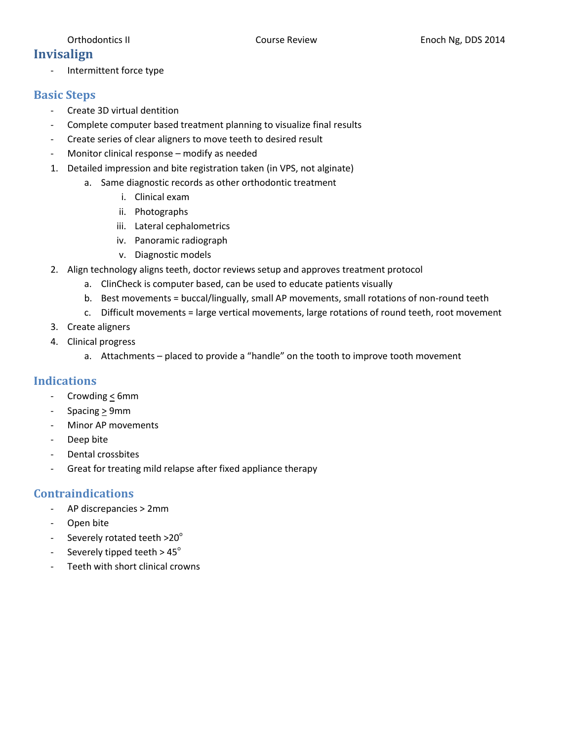# Invisalign

- Intermittent force type

## Basic Steps

- Create 3D virtual dentition
- Complete computer based treatment planning to visualize final results
- Create series of clear aligners to move teeth to desired result
- Monitor clinical response – modify as needed

1. Detailed impression and bite registration taken (in VPS, not alginate)
   a. Same diagnostic records as other orthodontic treatment
      i. Clinical exam
      ii. Photographs
      iii. Lateral cephalometrics
      iv. Panoramic radiograph
      v. Diagnostic models
2. Align technology aligns teeth, doctor reviews setup and approves treatment protocol
   a. ClinCheck is computer based, can be used to educate patients visually
   b. Best movements = buccal/lingually, small AP movements, small rotations of non-round teeth
   c. Difficult movements = large vertical movements, large rotations of round teeth, root movement
3. Create aligners
4. Clinical progress
   a. Attachments – placed to provide a "handle" on the tooth to improve tooth movement

## Indications

- Crowding $\leq$ 6mm
- Spacing $\geq$ 9mm
- Minor AP movements
- Deep bite
- Dental crossbites
- Great for treating mild relapse after fixed appliance therapy

## Contraindications

- AP discrepancies > 2mm
- Open bite
- Severely rotated teeth >20$^{\circ}$
- Severely tipped teeth > 45$^{\circ}$
- Teeth with short clinical crowns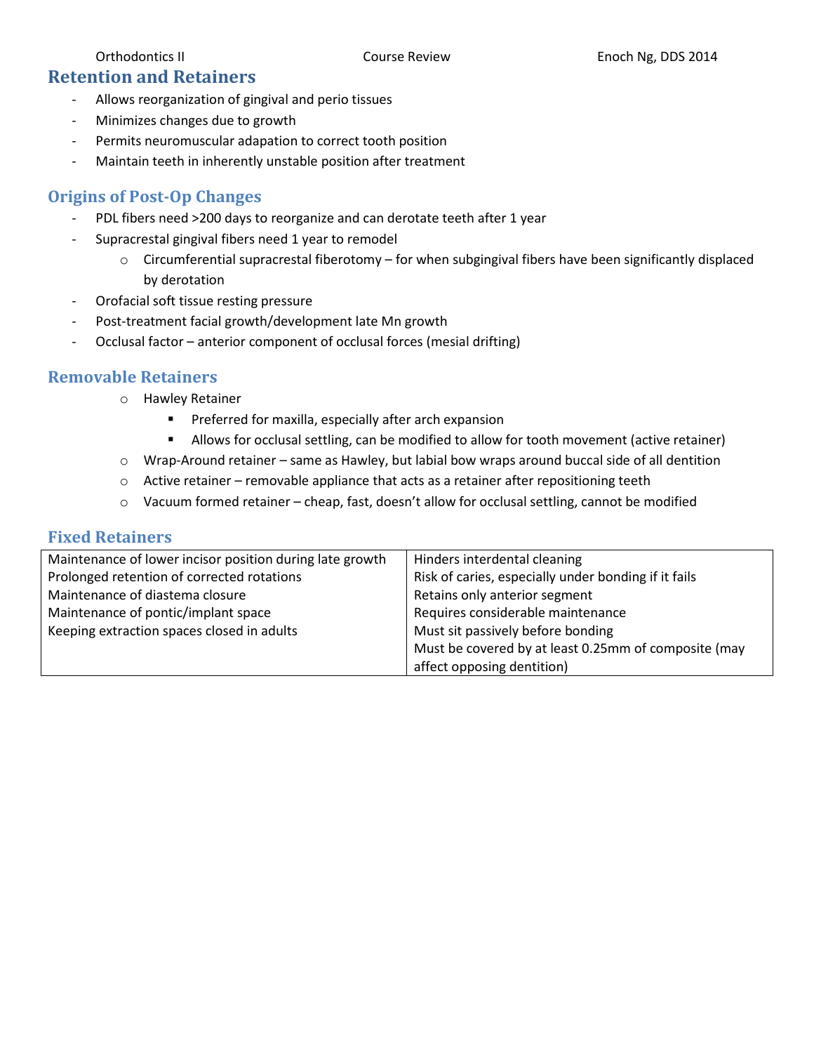## Retention and Retainers

- Allows reorganization of gingival and perio tissues
- Minimizes changes due to growth
- Permits neuromuscular adapation to correct tooth position
- Maintain teeth in inherently unstable position after treatment

## Origins of Post-Op Changes

- PDL fibers need >200 days to reorganize and can derotate teeth after 1 year
- Supracrestal gingival fibers need 1 year to remodel
  - Circumferential supracrestal fiberotomy – for when subgingival fibers have been significantly displaced by derotation
- Orofacial soft tissue resting pressure
- Post-treatment facial growth/development late Mn growth
- Occlusal factor – anterior component of occlusal forces (mesial drifting)

## Removable Retainers

- Hawley Retainer
  - Preferred for maxilla, especially after arch expansion
  - Allows for occlusal settling, can be modified to allow for tooth movement (active retainer)
- Wrap-Around retainer – same as Hawley, but labial bow wraps around buccal side of all dentition
- Active retainer – removable appliance that acts as a retainer after repositioning teeth
- Vacuum formed retainer – cheap, fast, doesn't allow for occlusal settling, cannot be modified

## Fixed Retainers

| | |
|---|---|
| Maintenance of lower incisor position during late growth | Hinders interdental cleaning |
| Prolonged retention of corrected rotations | Risk of caries, especially under bonding if it fails |
| Maintenance of diastema closure | Retains only anterior segment |
| Maintenance of pontic/implant space | Requires considerable maintenance |
| Keeping extraction spaces closed in adults | Must sit passively before bonding |
| | Must be covered by at least 0.25mm of composite (may affect opposing dentition) |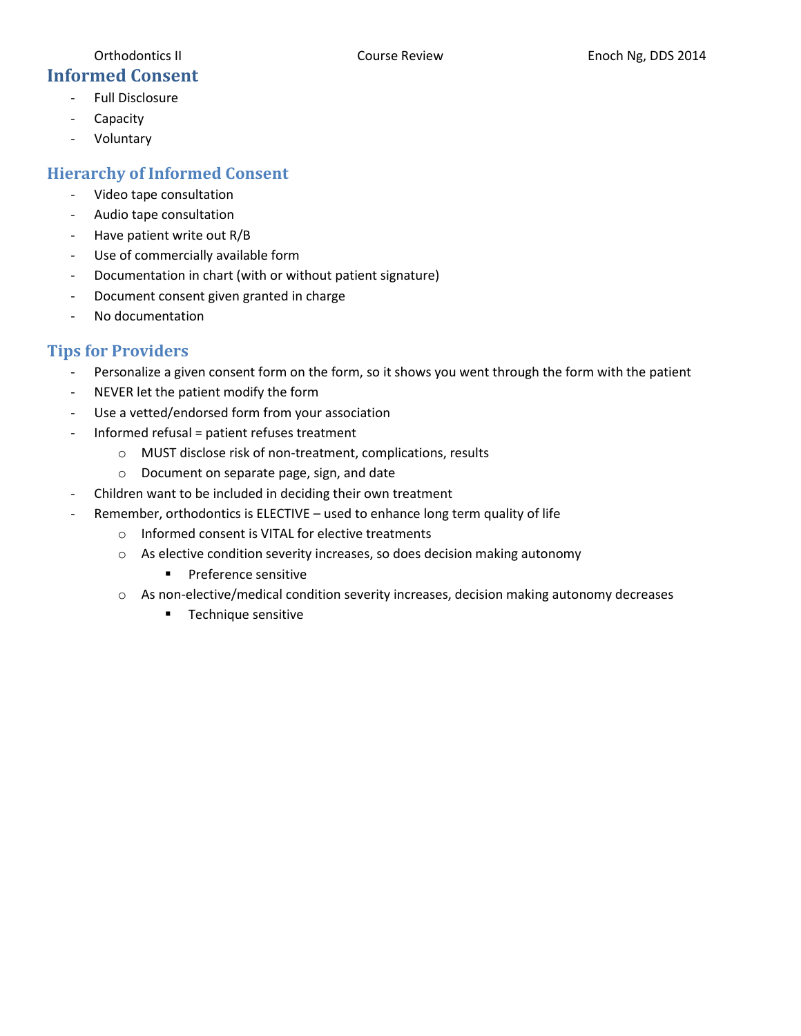# Informed Consent

- Full Disclosure
- Capacity
- Voluntary

## Hierarchy of Informed Consent

- Video tape consultation
- Audio tape consultation
- Have patient write out R/B
- Use of commercially available form
- Documentation in chart (with or without patient signature)
- Document consent given granted in charge
- No documentation

## Tips for Providers

- Personalize a given consent form on the form, so it shows you went through the form with the patient
- NEVER let the patient modify the form
- Use a vetted/endorsed form from your association
- Informed refusal = patient refuses treatment
  - MUST disclose risk of non-treatment, complications, results
  - Document on separate page, sign, and date
- Children want to be included in deciding their own treatment
- Remember, orthodontics is ELECTIVE – used to enhance long term quality of life
  - Informed consent is VITAL for elective treatments
  - As elective condition severity increases, so does decision making autonomy
    - Preference sensitive
  - As non-elective/medical condition severity increases, decision making autonomy decreases
    - Technique sensitive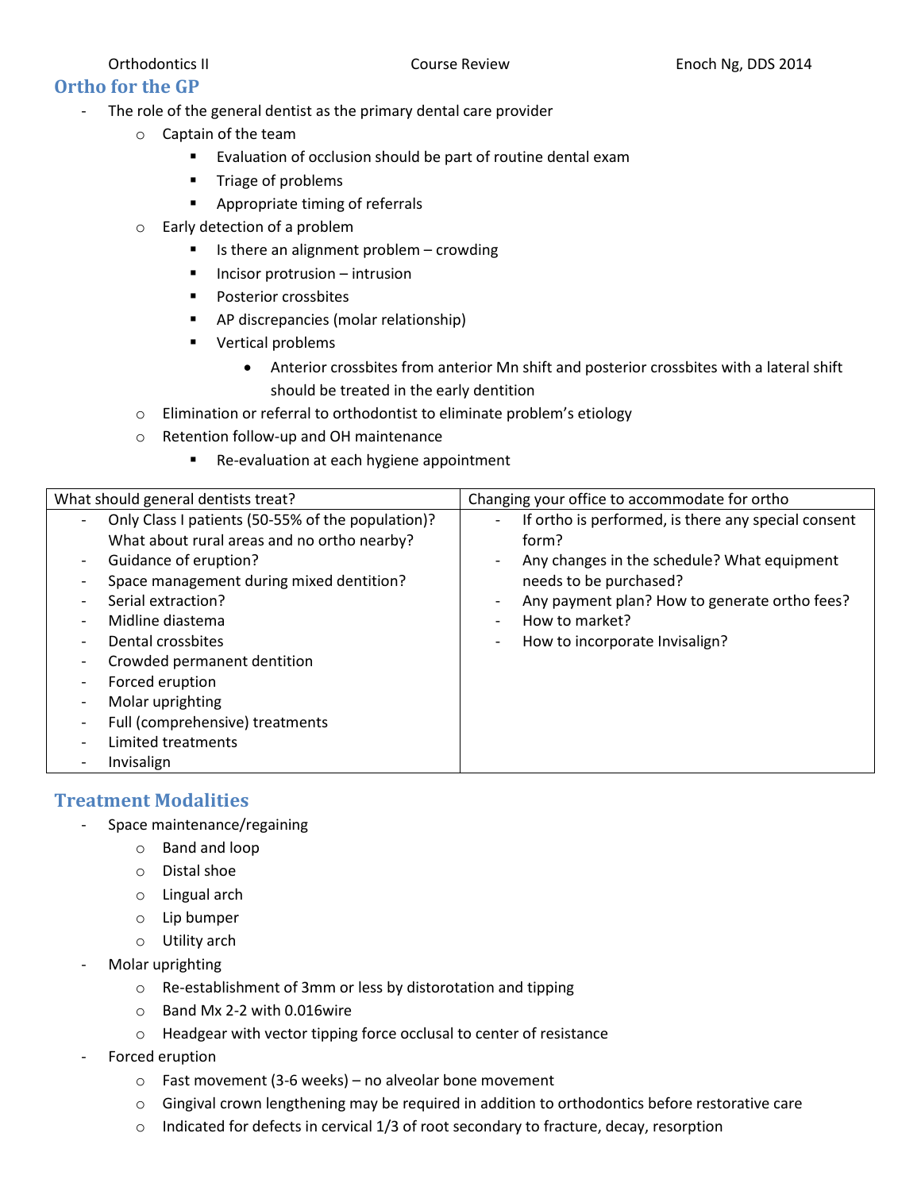## Ortho for the GP

- The role of the general dentist as the primary dental care provider
  - Captain of the team
    - Evaluation of occlusion should be part of routine dental exam
    - Triage of problems
    - Appropriate timing of referrals
  - Early detection of a problem
    - Is there an alignment problem – crowding
    - Incisor protrusion – intrusion
    - Posterior crossbites
    - AP discrepancies (molar relationship)
    - Vertical problems
      - Anterior crossbites from anterior Mn shift and posterior crossbites with a lateral shift should be treated in the early dentition
  - Elimination or referral to orthodontist to eliminate problem's etiology
  - Retention follow-up and OH maintenance
    - Re-evaluation at each hygiene appointment

| What should general dentists treat? | Changing your office to accommodate for ortho |
|---|---|
| - Only Class I patients (50-55% of the population)? What about rural areas and no ortho nearby?<br>- Guidance of eruption?<br>- Space management during mixed dentition?<br>- Serial extraction?<br>- Midline diastema<br>- Dental crossbites<br>- Crowded permanent dentition<br>- Forced eruption<br>- Molar uprighting<br>- Full (comprehensive) treatments<br>- Limited treatments<br>- Invisalign | - If ortho is performed, is there any special consent form?<br>- Any changes in the schedule? What equipment needs to be purchased?<br>- Any payment plan? How to generate ortho fees?<br>- How to market?<br>- How to incorporate Invisalign? |

## Treatment Modalities

- Space maintenance/regaining
  - Band and loop
  - Distal shoe
  - Lingual arch
  - Lip bumper
  - Utility arch
- Molar uprighting
  - Re-establishment of 3mm or less by distorotation and tipping
  - Band Mx 2-2 with 0.016wire
  - Headgear with vector tipping force occlusal to center of resistance
- Forced eruption
  - Fast movement (3-6 weeks) – no alveolar bone movement
  - Gingival crown lengthening may be required in addition to orthodontics before restorative care
  - Indicated for defects in cervical 1/3 of root secondary to fracture, decay, resorption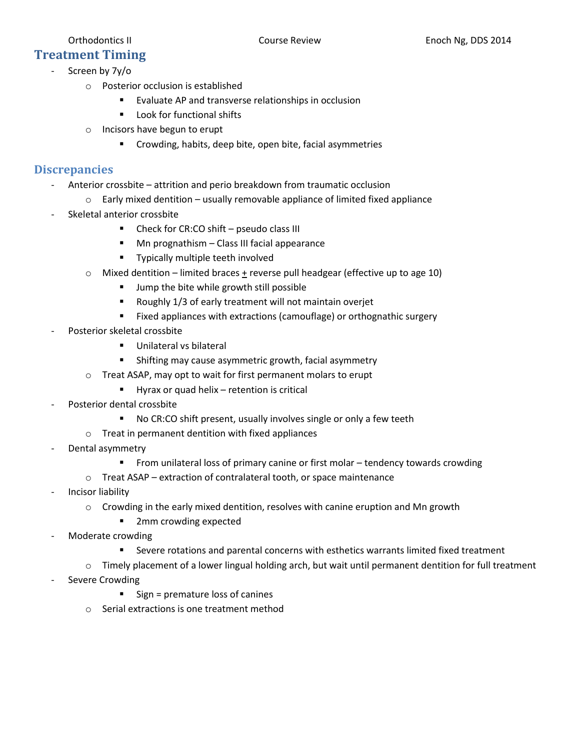## Treatment Timing

- Screen by 7y/o
  - Posterior occlusion is established
    - Evaluate AP and transverse relationships in occlusion
    - Look for functional shifts
  - Incisors have begun to erupt
    - Crowding, habits, deep bite, open bite, facial asymmetries

## Discrepancies

- Anterior crossbite – attrition and perio breakdown from traumatic occlusion
  - Early mixed dentition – usually removable appliance of limited fixed appliance
- Skeletal anterior crossbite
    - Check for CR:CO shift – pseudo class III
    - Mn prognathism – Class III facial appearance
    - Typically multiple teeth involved
  - Mixed dentition – limited braces ± reverse pull headgear (effective up to age 10)
    - Jump the bite while growth still possible
    - Roughly 1/3 of early treatment will not maintain overjet
    - Fixed appliances with extractions (camouflage) or orthognathic surgery
- Posterior skeletal crossbite
    - Unilateral vs bilateral
    - Shifting may cause asymmetric growth, facial asymmetry
  - Treat ASAP, may opt to wait for first permanent molars to erupt
    - Hyrax or quad helix – retention is critical
- Posterior dental crossbite
    - No CR:CO shift present, usually involves single or only a few teeth
  - Treat in permanent dentition with fixed appliances
- Dental asymmetry
    - From unilateral loss of primary canine or first molar – tendency towards crowding
  - Treat ASAP – extraction of contralateral tooth, or space maintenance
- Incisor liability
  - Crowding in the early mixed dentition, resolves with canine eruption and Mn growth
    - 2mm crowding expected
- Moderate crowding
    - Severe rotations and parental concerns with esthetics warrants limited fixed treatment
  - Timely placement of a lower lingual holding arch, but wait until permanent dentition for full treatment
- Severe Crowding
    - Sign = premature loss of canines
  - Serial extractions is one treatment method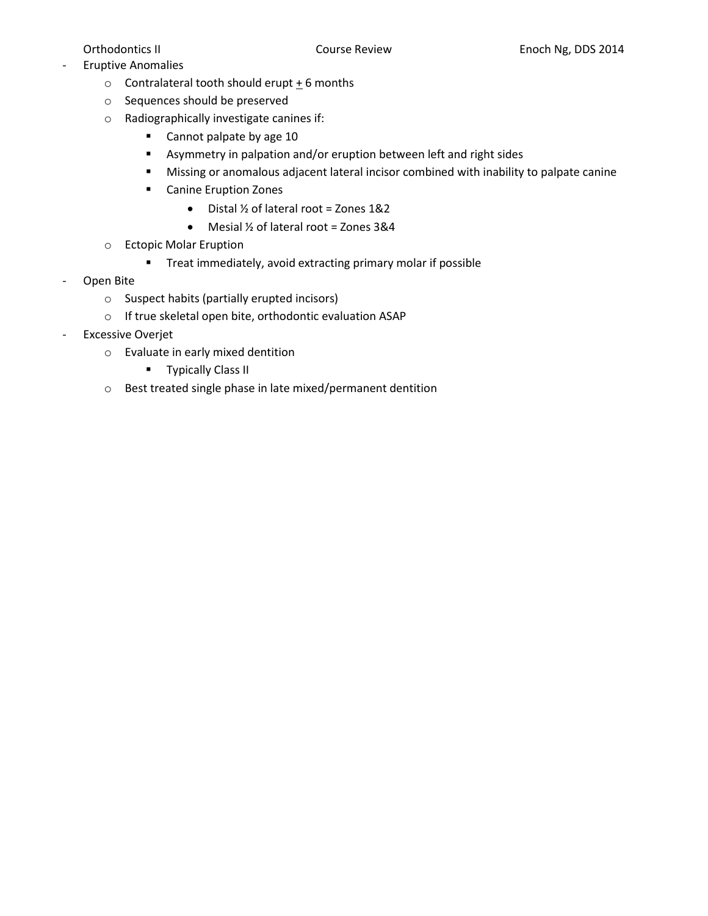- Eruptive Anomalies
  - Contralateral tooth should erupt ± 6 months
  - Sequences should be preserved
  - Radiographically investigate canines if:
    - Cannot palpate by age 10
    - Asymmetry in palpation and/or eruption between left and right sides
    - Missing or anomalous adjacent lateral incisor combined with inability to palpate canine
    - Canine Eruption Zones
      - Distal ½ of lateral root = Zones 1&2
      - Mesial ½ of lateral root = Zones 3&4
  - Ectopic Molar Eruption
    - Treat immediately, avoid extracting primary molar if possible
- Open Bite
  - Suspect habits (partially erupted incisors)
  - If true skeletal open bite, orthodontic evaluation ASAP
- Excessive Overjet
  - Evaluate in early mixed dentition
    - Typically Class II
  - Best treated single phase in late mixed/permanent dentition